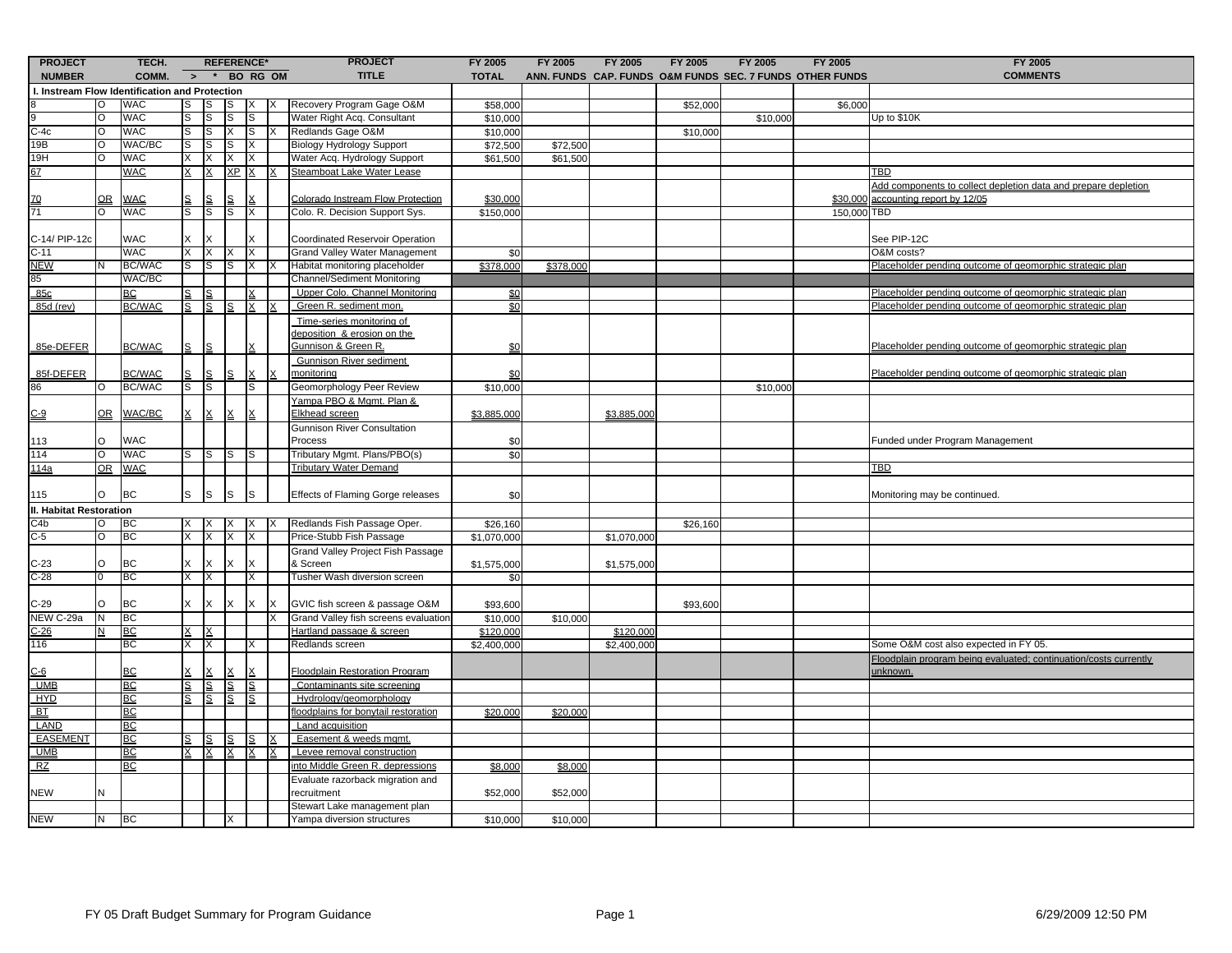| PROJECT NUMBER | TECH. COMM. | > | * | BO | RG | OM | PROJECT TITLE | FY 2005 TOTAL | FY 2005 ANN. FUNDS | FY 2005 CAP. FUNDS | FY 2005 O&M FUNDS | FY 2005 SEC. 7 FUNDS | FY 2005 OTHER FUNDS | FY 2005 COMMENTS |
|---|---|---|---|---|---|---|---|---|---|---|---|---|---|---|
| **I. Instream Flow Identification and Protection** | | | | | | | | | | | | | | |
| 8 | O | WAC | S | S | S | X | X Recovery Program Gage O&M | $58,000 | | | $52,000 | | $6,000 | |
| 9 | O | WAC | S | S | S | S | Water Right Acq. Consultant | $10,000 | | | | $10,000 | | Up to $10K |
| C-4c | O | WAC | S | S | X | S | X Redlands Gage O&M | $10,000 | | | $10,000 | | | |
| 19B | O | WAC/BC | S | S | S | X | Biology Hydrology Support | $72,500 | $72,500 | | | | | |
| 19H | O | WAC | X | X | X | X | Water Acq. Hydrology Support | $61,500 | $61,500 | | | | | |
| 67 | | WAC | X | X | XP | X | X Steamboat Lake Water Lease | | | | | | | TBD |
| 70 | OR | WAC | S | S | S | X | Colorado Instream Flow Protection | $30,000 | | | | | $30,000 | Add components to collect depletion data and prepare depletion accounting report by 12/05 |
| 71 | O | WAC | S | S | S | X | Colo. R. Decision Support Sys. | $150,000 | | | | | 150,000 | TBD |
| C-14/ PIP-12c | | WAC | X | X | | X | Coordinated Reservoir Operation | | | | | | | See PIP-12C |
| C-11 | | WAC | X | X | X | X | Grand Valley Water Management | $0 | | | | | | O&M costs? |
| NEW | N | BC/WAC | S | S | S | X | X Habitat monitoring placeholder | $378,000 | $378,000 | | | | | Placeholder pending outcome of geomorphic strategic plan |
| 85 | | WAC/BC | | | | | Channel/Sediment Monitoring | | | | | | | |
| 85c | | BC | S | S | | X | Upper Colo. Channel Monitoring | $0 | | | | | | Placeholder pending outcome of geomorphic strategic plan |
| 85d (rev) | | BC/WAC | S | S | S | X | X Green R. sediment mon. | $0 | | | | | | Placeholder pending outcome of geomorphic strategic plan |
| 85e-DEFER | | BC/WAC | S | S | | X | Time-series monitoring of deposition & erosion on the Gunnison & Green R. | $0 | | | | | | Placeholder pending outcome of geomorphic strategic plan |
| 85f-DEFER | | BC/WAC | S | S | S | X | X Gunnison River sediment monitoring | $0 | | | | | | Placeholder pending outcome of geomorphic strategic plan |
| 86 | O | BC/WAC | S | S | | S | Geomorphology Peer Review | $10,000 | | | | $10,000 | | |
| C-9 | OR | WAC/BC | X | X | X | X | Yampa PBO & Mgmt. Plan & Elkhead screen | $3,885,000 | | $3,885,000 | | | | |
| 113 | O | WAC | | | | | Gunnison River Consultation Process | $0 | | | | | | Funded under Program Management |
| 114 | O | WAC | S | S | S | S | Tributary Mgmt. Plans/PBO(s) | $0 | | | | | | |
| 114a | OR | WAC | | | | | Tributary Water Demand | | | | | | | TBD |
| 115 | O | BC | S | S | S | S | Effects of Flaming Gorge releases | $0 | | | | | | Monitoring may be continued. |
| **II. Habitat Restoration** | | | | | | | | | | | | | | |
| C4b | O | BC | X | X | X | X | X Redlands Fish Passage Oper. | $26,160 | | | $26,160 | | | |
| C-5 | O | BC | X | X | X | X | Price-Stubb Fish Passage | $1,070,000 | | $1,070,000 | | | | |
| C-23 | O | BC | X | X | X | X | Grand Valley Project Fish Passage & Screen | $1,575,000 | | $1,575,000 | | | | |
| C-28 | 0 | BC | X | X | | X | Tusher Wash diversion screen | $0 | | | | | | |
| C-29 | O | BC | X | X | X | X | X GVIC fish screen & passage O&M | $93,600 | | | $93,600 | | | |
| NEW C-29a | N | BC | | | | | X Grand Valley fish screens evaluation | $10,000 | $10,000 | | | | | |
| C-26 | N | BC | X | X | | | Hartland passage & screen | $120,000 | | $120,000 | | | | |
| 116 | | BC | X | X | | X | Redlands screen | $2,400,000 | | $2,400,000 | | | | Some O&M cost also expected in FY 05. |
| C-6 | | BC | X | X | X | X | Floodplain Restoration Program | | | | | | | Floodplain program being evaluated; continuation/costs currently unknown. |
| UMB | | BC | S | S | S | S | Contaminants site screening | | | | | | | |
| HYD | | BC | S | S | S | S | Hydrology/geomorphology | | | | | | | |
| BT | | BC | | | | | floodplains for bonytail restoration | $20,000 | $20,000 | | | | | |
| LAND | | BC | | | | | Land acquisition | | | | | | | |
| EASEMENT | | BC | S | S | S | S | X Easement & weeds mgmt. | | | | | | | |
| UMB | | BC | X | X | X | X | X Levee removal construction | | | | | | | |
| RZ | | BC | | | | | into Middle Green R. depressions | $8,000 | $8,000 | | | | | |
| NEW | N | | | | | | Evaluate razorback migration and recruitment | $52,000 | $52,000 | | | | | |
| | | | | | | | Stewart Lake management plan | | | | | | | |
| NEW | N | BC | | | X | | Yampa diversion structures | $10,000 | $10,000 | | | | | |

FY 05 Draft Budget Summary for Program Guidance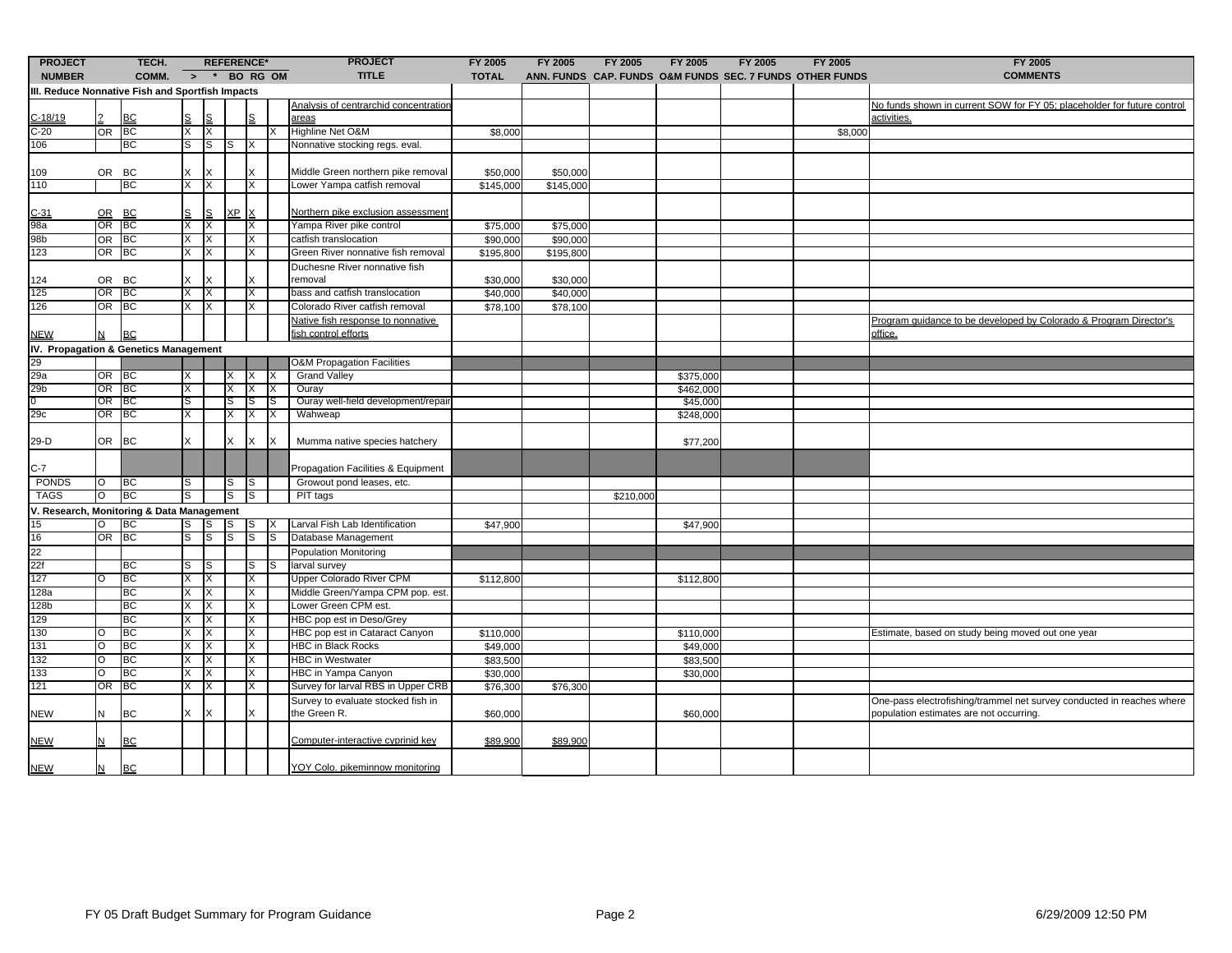| PROJECT NUMBER | TECH. COMM. | | REFERENCE* > | * | BO | RG | OM | PROJECT TITLE | FY 2005 TOTAL | FY 2005 ANN. FUNDS | FY 2005 CAP. FUNDS | FY 2005 O&M FUNDS | FY 2005 SEC. 7 FUNDS | FY 2005 OTHER FUNDS | FY 2005 COMMENTS |
|---|---|---|---|---|---|---|---|---|---|---|---|---|---|---|---|
| **III. Reduce Nonnative Fish and Sportfish Impacts** | | | | | | | | | | | | | | | |
| C-18/19 | ? | BC | S | S | | S | | Analysis of centrarchid concentration areas | | | | | | | No funds shown in current SOW for FY 05; placeholder for future control activities. |
| C-20 | OR | BC | X | X | | | X | Highline Net O&M | $8,000 | | | | | $8,000 | |
| 106 | | BC | S | S | S | X | | Nonnative stocking regs. eval. | | | | | | | |
| 109 | OR | BC | X | X | | X | | Middle Green northern pike removal | $50,000 | $50,000 | | | | | |
| 110 | | BC | X | X | | X | | Lower Yampa catfish removal | $145,000 | $145,000 | | | | | |
| C-31 | OR | BC | S | S | XP | X | | Northern pike exclusion assessment | | | | | | | |
| 98a | OR | BC | X | X | | X | | Yampa River pike control | $75,000 | $75,000 | | | | | |
| 98b | OR | BC | X | X | | X | | catfish translocation | $90,000 | $90,000 | | | | | |
| 123 | OR | BC | X | X | | X | | Green River nonnative fish removal | $195,800 | $195,800 | | | | | |
| 124 | OR | BC | X | X | | X | | Duchesne River nonnative fish removal | $30,000 | $30,000 | | | | | |
| 125 | OR | BC | X | X | | X | | bass and catfish translocation | $40,000 | $40,000 | | | | | |
| 126 | OR | BC | X | X | | X | | Colorado River catfish removal | $78,100 | $78,100 | | | | | |
| NEW | N | BC | | | | | | Native fish response to nonnative fish control efforts | | | | | | | Program guidance to be developed by Colorado & Program Director's office. |
| **IV. Propagation & Genetics Management** | | | | | | | | | | | | | | | |
| 29 | | | | | | | | O&M Propagation Facilities | | | | | | | |
| 29a | OR | BC | X | | X | X | X | Grand Valley | | | | $375,000 | | | |
| 29b | OR | BC | X | | X | X | X | Ouray | | | | $462,000 | | | |
| 0 | OR | BC | S | | S | S | S | Ouray well-field development/repair | | | | $45,000 | | | |
| 29c | OR | BC | X | | X | X | X | Wahweap | | | | $248,000 | | | |
| 29-D | OR | BC | X | | X | X | X | Mumma native species hatchery | | | | $77,200 | | | |
| C-7 | | | | | | | | Propagation Facilities & Equipment | | | | | | | |
| PONDS | O | BC | S | | S | S | | Growout pond leases, etc. | | | | | | | |
| TAGS | O | BC | S | | S | S | | PIT tags | | | $210,000 | | | | |
| **V. Research, Monitoring & Data Management** | | | | | | | | | | | | | | | |
| 15 | O | BC | S | S | S | S | X | Larval Fish Lab Identification | $47,900 | | | $47,900 | | | |
| 16 | OR | BC | S | S | S | S | S | Database Management | | | | | | | |
| 22 | | | | | | | | Population Monitoring | | | | | | | |
| 22f | | BC | S | S | | S | S | larval survey | | | | | | | |
| 127 | O | BC | X | X | | X | | Upper Colorado River CPM | $112,800 | | | $112,800 | | | |
| 128a | | BC | X | X | | X | | Middle Green/Yampa CPM pop. est. | | | | | | | |
| 128b | | BC | X | X | | X | | Lower Green CPM est. | | | | | | | |
| 129 | | BC | X | X | | X | | HBC pop est in Deso/Grey | | | | | | | |
| 130 | O | BC | X | X | | X | | HBC pop est in Cataract Canyon | $110,000 | | | $110,000 | | | Estimate, based on study being moved out one year |
| 131 | O | BC | X | X | | X | | HBC in Black Rocks | $49,000 | | | $49,000 | | | |
| 132 | O | BC | X | X | | X | | HBC in Westwater | $83,500 | | | $83,500 | | | |
| 133 | O | BC | X | X | | X | | HBC in Yampa Canyon | $30,000 | | | $30,000 | | | |
| 121 | OR | BC | X | X | | X | | Survey for larval RBS in Upper CRB | $76,300 | $76,300 | | | | | |
| NEW | N | BC | X | X | | X | | Survey to evaluate stocked fish in the Green R. | $60,000 | | | $60,000 | | | One-pass electrofishing/trammel net survey conducted in reaches where population estimates are not occurring. |
| NEW | N | BC | | | | | | Computer-interactive cyprinid key | $89,900 | $89,900 | | | | | |
| NEW | N | BC | | | | | | YOY Colo. pikeminnow monitoring | | | | | | | |

FY 05 Draft Budget Summary for Program Guidance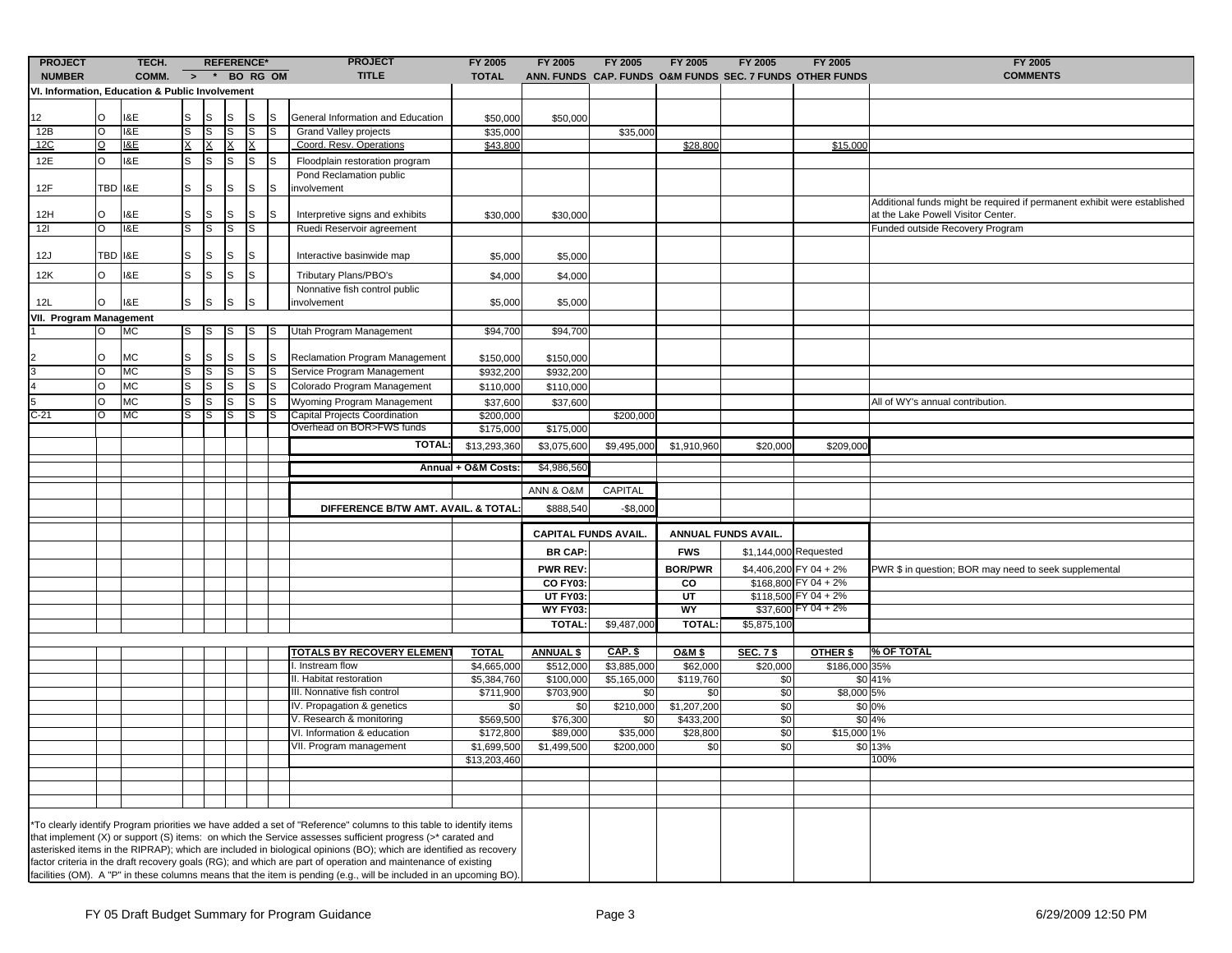| PROJECT NUMBER | | TECH. COMM. | REFERENCE* > | * | BO | RG | OM | PROJECT TITLE | FY 2005 TOTAL | FY 2005 ANN. FUNDS | FY 2005 CAP. FUNDS | FY 2005 O&M FUNDS | FY 2005 SEC. 7 FUNDS | FY 2005 OTHER FUNDS | FY 2005 COMMENTS |
|---|---|---|---|---|---|---|---|---|---|---|---|---|---|---|---|
| **VI. Information, Education & Public Involvement** | | | | | | | | | | | | | | | |
| 12 | O | I&E | S | S | S | S | S | General Information and Education | $50,000 | $50,000 | | | | | |
| 12B | O | I&E | S | S | S | S | S | Grand Valley projects | $35,000 | | $35,000 | | | | |
| 12C | O | I&E | X | X | X | X | | Coord. Resv. Operations | $43,800 | | | $28,800 | | $15,000 | |
| 12E | O | I&E | S | S | S | S | S | Floodplain restoration program | | | | | | | |
| 12F | TBD | I&E | S | S | S | S | S | Pond Reclamation public involvement | | | | | | | |
| 12H | O | I&E | S | S | S | S | S | Interpretive signs and exhibits | $30,000 | $30,000 | | | | | Additional funds might be required if permanent exhibit were established at the Lake Powell Visitor Center. |
| 12I | O | I&E | S | S | S | S | | Ruedi Reservoir agreement | | | | | | | Funded outside Recovery Program |
| 12J | TBD | I&E | S | S | S | S | | Interactive basinwide map | $5,000 | $5,000 | | | | | |
| 12K | O | I&E | S | S | S | S | | Tributary Plans/PBO's | $4,000 | $4,000 | | | | | |
| 12L | O | I&E | S | S | S | S | | Nonnative fish control public involvement | $5,000 | $5,000 | | | | | |
| **VII. Program Management** | | | | | | | | | | | | | | | |
| 1 | O | MC | S | S | S | S | S | Utah Program Management | $94,700 | $94,700 | | | | | |
| 2 | O | MC | S | S | S | S | S | Reclamation Program Management | $150,000 | $150,000 | | | | | |
| 3 | O | MC | S | S | S | S | S | Service Program Management | $932,200 | $932,200 | | | | | |
| 4 | O | MC | S | S | S | S | S | Colorado Program Management | $110,000 | $110,000 | | | | | |
| 5 | O | MC | S | S | S | S | S | Wyoming Program Management | $37,600 | $37,600 | | | | | All of WY's annual contribution. |
| C-21 | O | MC | S | S | S | S | S | Capital Projects Coordination | $200,000 | | $200,000 | | | | |
| | | | | | | | | Overhead on BOR>FWS funds | $175,000 | $175,000 | | | | | |
| | | | | | | | | **TOTAL:** | $13,293,360 | $3,075,600 | $9,495,000 | $1,910,960 | $20,000 | $209,000 | |
| | | | | | | | | **Annual + O&M Costs:** | | $4,986,560 | | | | | |
| | | | | | | | | | | ANN & O&M | CAPITAL | | | | |
| | | | | | | | | **DIFFERENCE B/TW AMT. AVAIL. & TOTAL:** | | $888,540 | -$8,000 | | | | |
| | | | | | | | | | | **CAPITAL FUNDS AVAIL.** | | **ANNUAL FUNDS AVAIL.** | | | |
| | | | | | | | | | | **BR CAP:** | | **FWS** | $1,144,000 | Requested | |
| | | | | | | | | | | **PWR REV:** | | **BOR/PWR** | $4,406,200 | FY 04 + 2% | PWR $ in question; BOR may need to seek supplemental |
| | | | | | | | | | | **CO FY03:** | | **CO** | $168,800 | FY 04 + 2% | |
| | | | | | | | | | | **UT FY03:** | | **UT** | $118,500 | FY 04 + 2% | |
| | | | | | | | | | | **WY FY03:** | | **WY** | $37,600 | FY 04 + 2% | |
| | | | | | | | | | | **TOTAL:** | $9,487,000 | **TOTAL:** | $5,875,100 | | |
| | | | | | | | | **TOTALS BY RECOVERY ELEMENT** | **TOTAL** | **ANNUAL $** | **CAP. $** | **O&M $** | **SEC. 7 $** | **OTHER $** | **% OF TOTAL** |
| | | | | | | | | I. Instream flow | $4,665,000 | $512,000 | $3,885,000 | $62,000 | $20,000 | $186,000 | 35% |
| | | | | | | | | II. Habitat restoration | $5,384,760 | $100,000 | $5,165,000 | $119,760 | $0 | $0 | 41% |
| | | | | | | | | III. Nonnative fish control | $711,900 | $703,900 | $0 | $0 | $0 | $8,000 | 5% |
| | | | | | | | | IV. Propagation & genetics | $0 | $0 | $210,000 | $1,207,200 | $0 | $0 | 0% |
| | | | | | | | | V. Research & monitoring | $569,500 | $76,300 | $0 | $433,200 | $0 | $0 | 4% |
| | | | | | | | | VI. Information & education | $172,800 | $89,000 | $35,000 | $28,800 | $0 | $15,000 | 1% |
| | | | | | | | | VII. Program management | $1,699,500 | $1,499,500 | $200,000 | $0 | $0 | $0 | 13% |
| | | | | | | | | | $13,203,460 | | | | | | 100% |

*To clearly identify Program priorities we have added a set of "Reference" columns to this table to identify items that implement (X) or support (S) items: on which the Service assesses sufficient progress (>* carated and asterisked items in the RIPRAP); which are included in biological opinions (BO); which are identified as recovery factor criteria in the draft recovery goals (RG); and which are part of operation and maintenance of existing facilities (OM). A "P" in these columns means that the item is pending (e.g., will be included in an upcoming BO).

FY 05 Draft Budget Summary for Program Guidance

6/29/2009 12:50 PM